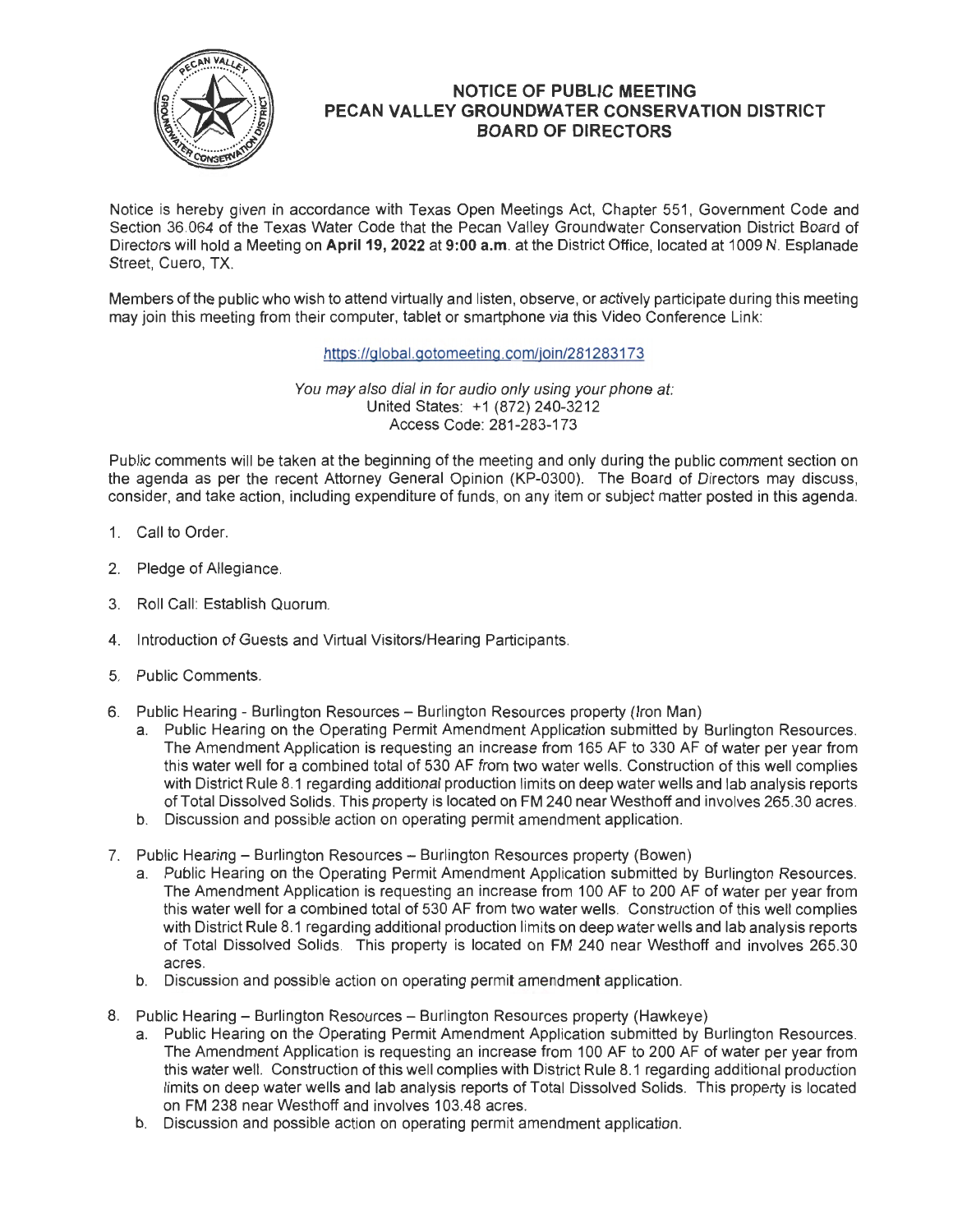# NOTICE OF PUBLIC MEETING
# PECAN VALLEY GROUNDWATER CONSERVATION DISTRICT
# BOARD OF DIRECTORS

Notice is hereby given in accordance with Texas Open Meetings Act, Chapter 551, Government Code and Section 36.064 of the Texas Water Code that the Pecan Valley Groundwater Conservation District Board of Directors will hold a Meeting on **April 19, 2022** at **9:00 a.m**. at the District Office, located at 1009 N. Esplanade Street, Cuero, TX.

Members of the public who wish to attend virtually and listen, observe, or actively participate during this meeting may join this meeting from their computer, tablet or smartphone via this Video Conference Link:

https://global.gotomeeting.com/join/281283173

*You may also dial in for audio only using your phone at:*
United States: +1 (872) 240-3212
Access Code: 281-283-173

Public comments will be taken at the beginning of the meeting and only during the public comment section on the agenda as per the recent Attorney General Opinion (KP-0300). The Board of Directors may discuss, consider, and take action, including expenditure of funds, on any item or subject matter posted in this agenda.

1. Call to Order.
2. Pledge of Allegiance.
3. Roll Call: Establish Quorum.
4. Introduction of Guests and Virtual Visitors/Hearing Participants.
5. Public Comments.
6. Public Hearing - Burlington Resources – Burlington Resources property (Iron Man)
   a. Public Hearing on the Operating Permit Amendment Application submitted by Burlington Resources. The Amendment Application is requesting an increase from 165 AF to 330 AF of water per year from this water well for a combined total of 530 AF from two water wells. Construction of this well complies with District Rule 8.1 regarding additional production limits on deep water wells and lab analysis reports of Total Dissolved Solids. This property is located on FM 240 near Westhoff and involves 265.30 acres.
   b. Discussion and possible action on operating permit amendment application.
7. Public Hearing – Burlington Resources – Burlington Resources property (Bowen)
   a. Public Hearing on the Operating Permit Amendment Application submitted by Burlington Resources. The Amendment Application is requesting an increase from 100 AF to 200 AF of water per year from this water well for a combined total of 530 AF from two water wells. Construction of this well complies with District Rule 8.1 regarding additional production limits on deep water wells and lab analysis reports of Total Dissolved Solids. This property is located on FM 240 near Westhoff and involves 265.30 acres.
   b. Discussion and possible action on operating permit amendment application.
8. Public Hearing – Burlington Resources – Burlington Resources property (Hawkeye)
   a. Public Hearing on the Operating Permit Amendment Application submitted by Burlington Resources. The Amendment Application is requesting an increase from 100 AF to 200 AF of water per year from this water well. Construction of this well complies with District Rule 8.1 regarding additional production limits on deep water wells and lab analysis reports of Total Dissolved Solids. This property is located on FM 238 near Westhoff and involves 103.48 acres.
   b. Discussion and possible action on operating permit amendment application.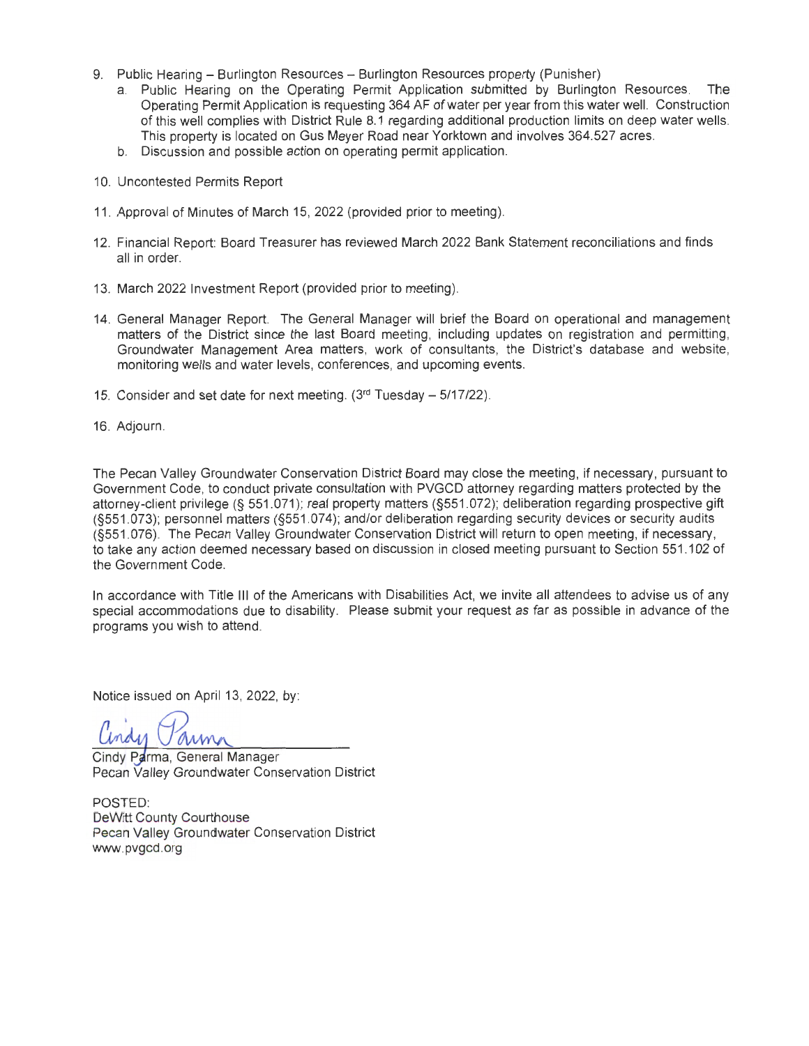9. Public Hearing – Burlington Resources – Burlington Resources property (Punisher)
   a. Public Hearing on the Operating Permit Application submitted by Burlington Resources. The Operating Permit Application is requesting 364 AF of water per year from this water well. Construction of this well complies with District Rule 8.1 regarding additional production limits on deep water wells. This property is located on Gus Meyer Road near Yorktown and involves 364.527 acres.
   b. Discussion and possible action on operating permit application.

10. Uncontested Permits Report

11. Approval of Minutes of March 15, 2022 (provided prior to meeting).

12. Financial Report: Board Treasurer has reviewed March 2022 Bank Statement reconciliations and finds all in order.

13. March 2022 Investment Report (provided prior to meeting).

14. General Manager Report. The General Manager will brief the Board on operational and management matters of the District since the last Board meeting, including updates on registration and permitting, Groundwater Management Area matters, work of consultants, the District's database and website, monitoring wells and water levels, conferences, and upcoming events.

15. Consider and set date for next meeting. (3rd Tuesday – 5/17/22).

16. Adjourn.

The Pecan Valley Groundwater Conservation District Board may close the meeting, if necessary, pursuant to Government Code, to conduct private consultation with PVGCD attorney regarding matters protected by the attorney-client privilege (§ 551.071); real property matters (§551.072); deliberation regarding prospective gift (§551.073); personnel matters (§551.074); and/or deliberation regarding security devices or security audits (§551.076). The Pecan Valley Groundwater Conservation District will return to open meeting, if necessary, to take any action deemed necessary based on discussion in closed meeting pursuant to Section 551.102 of the Government Code.

In accordance with Title III of the Americans with Disabilities Act, we invite all attendees to advise us of any special accommodations due to disability. Please submit your request as far as possible in advance of the programs you wish to attend.

Notice issued on April 13, 2022, by:

Cindy Parma

Cindy Parma, General Manager
Pecan Valley Groundwater Conservation District

POSTED:
DeWitt County Courthouse
Pecan Valley Groundwater Conservation District
www.pvgcd.org